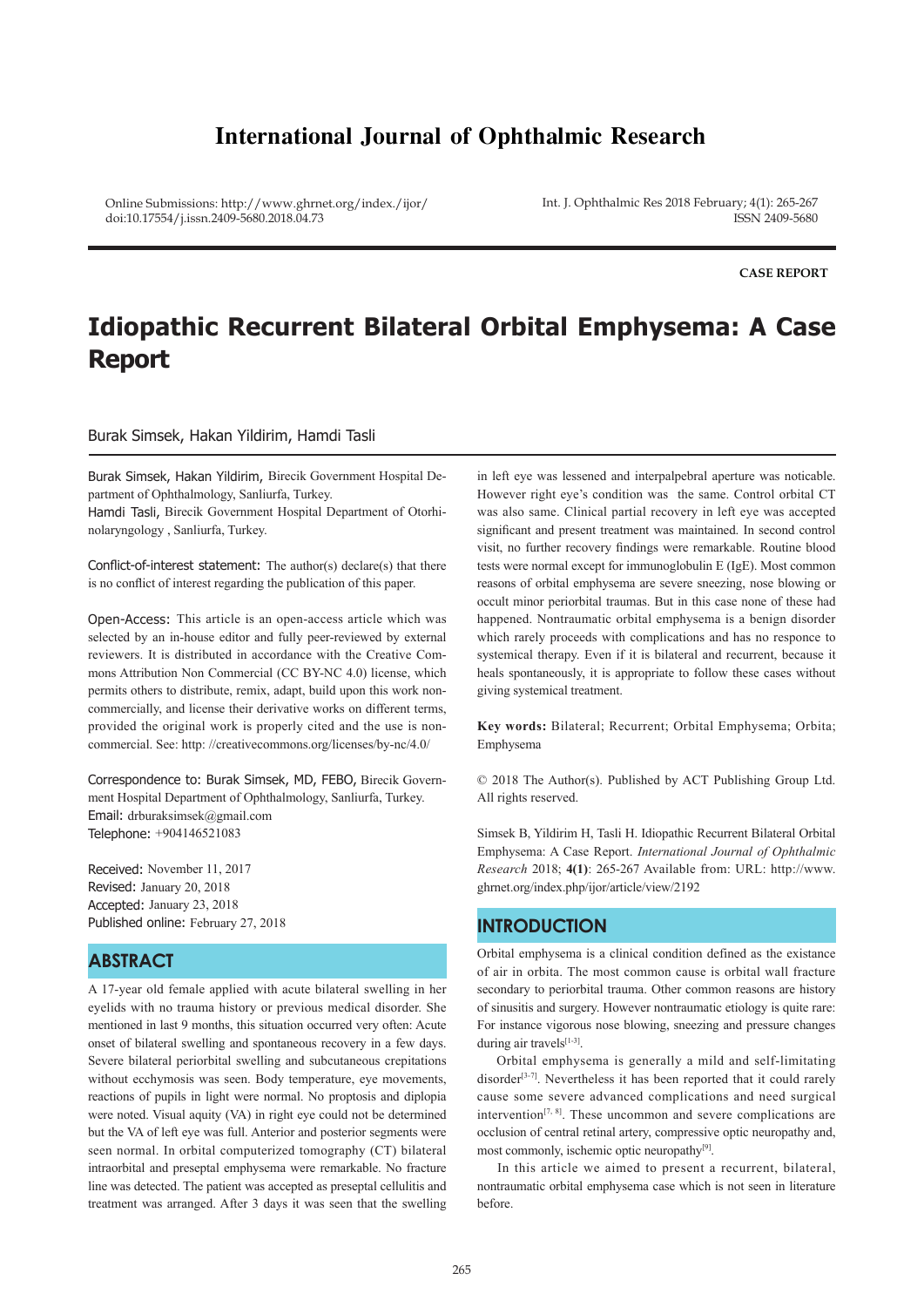# International Journal of Ophthalmic Research

Online Submissions: http://www.ghrnet.org/index./ijor/
doi:10.17554/j.issn.2409-5680.2018.04.73

Int. J. Ophthalmic Res 2018 February; 4(1): 265-267
ISSN 2409-5680

**CASE REPORT**

# Idiopathic Recurrent Bilateral Orbital Emphysema: A Case Report

Burak Simsek, Hakan Yildirim, Hamdi Tasli

Burak Simsek, Hakan Yildirim, Birecik Government Hospital Department of Ophthalmology, Sanliurfa, Turkey.
Hamdi Tasli, Birecik Government Hospital Department of Otorhinolaryngology , Sanliurfa, Turkey.

Conflict-of-interest statement: The author(s) declare(s) that there is no conflict of interest regarding the publication of this paper.

Open-Access: This article is an open-access article which was selected by an in-house editor and fully peer-reviewed by external reviewers. It is distributed in accordance with the Creative Commons Attribution Non Commercial (CC BY-NC 4.0) license, which permits others to distribute, remix, adapt, build upon this work noncommercially, and license their derivative works on different terms, provided the original work is properly cited and the use is noncommercial. See: http: //creativecommons.org/licenses/by-nc/4.0/

Correspondence to: Burak Simsek, MD, FEBO, Birecik Government Hospital Department of Ophthalmology, Sanliurfa, Turkey.
Email: drburaksimsek@gmail.com
Telephone: +904146521083

Received: November 11, 2017
Revised: January 20, 2018
Accepted: January 23, 2018
Published online: February 27, 2018

## ABSTRACT

A 17-year old female applied with acute bilateral swelling in her eyelids with no trauma history or previous medical disorder. She mentioned in last 9 months, this situation occurred very often: Acute onset of bilateral swelling and spontaneous recovery in a few days. Severe bilateral periorbital swelling and subcutaneous crepitations without ecchymosis was seen. Body temperature, eye movements, reactions of pupils in light were normal. No proptosis and diplopia were noted. Visual aquity (VA) in right eye could not be determined but the VA of left eye was full. Anterior and posterior segments were seen normal. In orbital computerized tomography (CT) bilateral intraorbital and preseptal emphysema were remarkable. No fracture line was detected. The patient was accepted as preseptal cellulitis and treatment was arranged. After 3 days it was seen that the swelling in left eye was lessened and interpalpebral aperture was noticable. However right eye's condition was the same. Control orbital CT was also same. Clinical partial recovery in left eye was accepted significant and present treatment was maintained. In second control visit, no further recovery findings were remarkable. Routine blood tests were normal except for immunoglobulin E (IgE). Most common reasons of orbital emphysema are severe sneezing, nose blowing or occult minor periorbital traumas. But in this case none of these had happened. Nontraumatic orbital emphysema is a benign disorder which rarely proceeds with complications and has no responce to systemical therapy. Even if it is bilateral and recurrent, because it heals spontaneously, it is appropriate to follow these cases without giving systemical treatment.

**Key words:** Bilateral; Recurrent; Orbital Emphysema; Orbita; Emphysema

© 2018 The Author(s). Published by ACT Publishing Group Ltd. All rights reserved.

Simsek B, Yildirim H, Tasli H. Idiopathic Recurrent Bilateral Orbital Emphysema: A Case Report. *International Journal of Ophthalmic Research* 2018; **4(1)**: 265-267 Available from: URL: http://www.ghrnet.org/index.php/ijor/article/view/2192

## INTRODUCTION

Orbital emphysema is a clinical condition defined as the existance of air in orbita. The most common cause is orbital wall fracture secondary to periorbital trauma. Other common reasons are history of sinusitis and surgery. However nontraumatic etiology is quite rare: For instance vigorous nose blowing, sneezing and pressure changes during air travels[1-3].

Orbital emphysema is generally a mild and self-limitating disorder[3-7]. Nevertheless it has been reported that it could rarely cause some severe advanced complications and need surgical intervention[7, 8]. These uncommon and severe complications are occlusion of central retinal artery, compressive optic neuropathy and, most commonly, ischemic optic neuropathy[9].

In this article we aimed to present a recurrent, bilateral, nontraumatic orbital emphysema case which is not seen in literature before.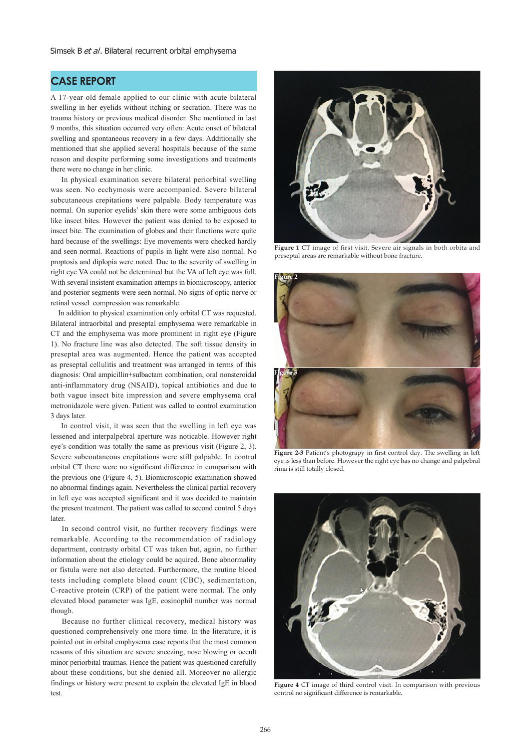## CASE REPORT

A 17-year old female applied to our clinic with acute bilateral swelling in her eyelids without itching or secration. There was no trauma history or previous medical disorder. She mentioned in last 9 months, this situation occurred very often: Acute onset of bilateral swelling and spontaneous recovery in a few days. Additionally she mentioned that she applied several hospitals because of the same reason and despite performing some investigations and treatments there were no change in her clinic.

In physical examination severe bilateral periorbital swelling was seen. No ecchymosis were accompanied. Severe bilateral subcutaneous crepitations were palpable. Body temperature was normal. On superior eyelids' skin there were some ambiguous dots like insect bites. However the patient was denied to be exposed to insect bite. The examination of globes and their functions were quite hard because of the swellings: Eye movements were checked hardly and seen normal. Reactions of pupils in light were also normal. No proptosis and diplopia were noted. Due to the severity of swelling in right eye VA could not be determined but the VA of left eye was full. With several insistent examination attemps in biomicroscopy, anterior and posterior segments were seen normal. No signs of optic nerve or retinal vessel compression was remarkable.

In addition to physical examination only orbital CT was requested. Bilateral intraorbital and preseptal emphysema were remarkable in CT and the emphysema was more prominent in right eye (Figure 1). No fracture line was also detected. The soft tissue density in preseptal area was augmented. Hence the patient was accepted as preseptal cellulitis and treatment was arranged in terms of this diagnosis: Oral ampicillin+sulbactam combination, oral nonsteroidal anti-inflammatory drug (NSAID), topical antibiotics and due to both vague insect bite impression and severe emphysema oral metronidazole were given. Patient was called to control examination 3 days later.

In control visit, it was seen that the swelling in left eye was lessened and interpalpebral aperture was noticable. However right eye's condition was totally the same as previous visit (Figure 2, 3). Severe subcoutaneous crepitations were still palpable. In control orbital CT there were no significant difference in comparison with the previous one (Figure 4, 5). Biomicroscopic examination showed no abnormal findings again. Nevertheless the clinical partial recovery in left eye was accepted significant and it was decided to maintain the present treatment. The patient was called to second control 5 days later.

In second control visit, no further recovery findings were remarkable. According to the recommendation of radiology department, contrasty orbital CT was taken but, again, no further information about the etiology could be aquired. Bone abnormality or fistula were not also detected. Furthermore, the routine blood tests including complete blood count (CBC), sedimentation, C-reactive protein (CRP) of the patient were normal. The only elevated blood parameter was IgE, eosinophil number was normal though.

Because no further clinical recovery, medical history was questioned comprehensively one more time. In the literature, it is pointed out in orbital emphysema case reports that the most common reasons of this situation are severe sneezing, nose blowing or occult minor periorbital traumas. Hence the patient was questioned carefully about these conditions, but she denied all. Moreover no allergic findings or history were present to explain the elevated IgE in blood test.

**Figure 1** CT image of first visit. Severe air signals in both orbita and preseptal areas are remarkable without bone fracture.

Figure 2

Figure 3

**Figure 2-3** Patient's photograpy in first control day. The swelling in left eye is less than before. However the right eye has no change and palpebral rima is still totally closed.

**Figure 4** CT image of third control visit. In comparison with previous control no significant difference is remarkable.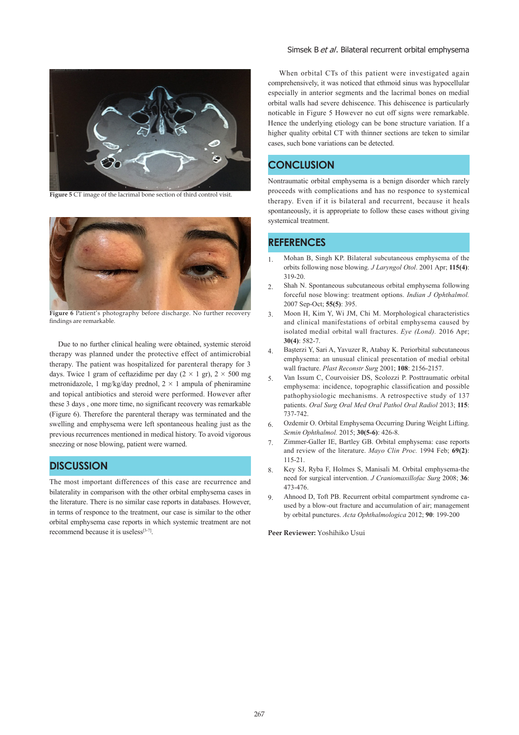Figure 5 CT image of the lacrimal bone section of third control visit.

Figure 6 Patient's photography before discharge. No further recovery findings are remarkable.

Due to no further clinical healing were obtained, systemic steroid therapy was planned under the protective effect of antimicrobial therapy. The patient was hospitalized for parenteral therapy for 3 days. Twice 1 gram of ceftazidime per day (2 × 1 gr), 2 × 500 mg metronidazole, 1 mg/kg/day prednol, 2 × 1 ampula of pheniramine and topical antibiotics and steroid were performed. However after these 3 days , one more time, no significant recovery was remarkable (Figure 6). Therefore the parenteral therapy was terminated and the swelling and emphysema were left spontaneous healing just as the previous recurrences mentioned in medical history. To avoid vigorous sneezing or nose blowing, patient were warned.

## DISCUSSION

The most important differences of this case are recurrence and bilaterality in comparison with the other orbital emphysema cases in the literature. There is no similar case reports in databases. However, in terms of responce to the treatment, our case is similar to the other orbital emphysema case reports in which systemic treatment are not recommend because it is useless[3-7].

When orbital CTs of this patient were investigated again comprehensively, it was noticed that ethmoid sinus was hypocellular especially in anterior segments and the lacrimal bones on medial orbital walls had severe dehiscence. This dehiscence is particularly noticable in Figure 5 However no cut off signs were remarkable. Hence the underlying etiology can be bone structure variation. If a higher quality orbital CT with thinner sections are teken to similar cases, such bone variations can be detected.

## CONCLUSION

Nontraumatic orbital emphysema is a benign disorder which rarely proceeds with complications and has no responce to systemical therapy. Even if it is bilateral and recurrent, because it heals spontaneously, it is appropriate to follow these cases without giving systemical treatment.

## REFERENCES

1. Mohan B, Singh KP. Bilateral subcutaneous emphysema of the orbits following nose blowing. *J Laryngol Otol*. 2001 Apr; **115(4)**: 319-20.
2. Shah N. Spontaneous subcutaneous orbital emphysema following forceful nose blowing: treatment options. *Indian J Ophthalmol.* 2007 Sep-Oct; **55(5)**: 395.
3. Moon H, Kim Y, Wi JM, Chi M. Morphological characteristics and clinical manifestations of orbital emphysema caused by isolated medial orbital wall fractures. *Eye (Lond).* 2016 Apr; **30(4)**: 582-7.
4. Başterzi Y, Sari A, Yavuzer R, Atabay K. Periorbital subcutaneous emphysema: an unusual clinical presentation of medial orbital wall fracture. *Plast Reconstr Surg* 2001; **108**: 2156-2157.
5. Van Issum C, Courvoisier DS, Scolozzi P. Posttraumatic orbital emphysema: incidence, topographic classification and possible pathophysiologic mechanisms. A retrospective study of 137 patients. *Oral Surg Oral Med Oral Pathol Oral Radiol* 2013; **115**: 737-742.
6. Ozdemir O. Orbital Emphysema Occurring During Weight Lifting. *Semin Ophthalmol.* 2015; **30(5-6)**: 426-8.
7. Zimmer-Galler IE, Bartley GB. Orbital emphysema: case reports and review of the literature. *Mayo Clin Proc.* 1994 Feb; **69(2)**: 115-21.
8. Key SJ, Ryba F, Holmes S, Manisali M. Orbital emphysema-the need for surgical intervention. *J Craniomaxillofac Surg* 2008; **36**: 473-476.
9. Ahnood D, Toft PB. Recurrent orbital compartment syndrome caused by a blow-out fracture and accumulation of air; management by orbital punctures. *Acta Ophthalmologica* 2012; **90**: 199-200

**Peer Reviewer:** Yoshihiko Usui